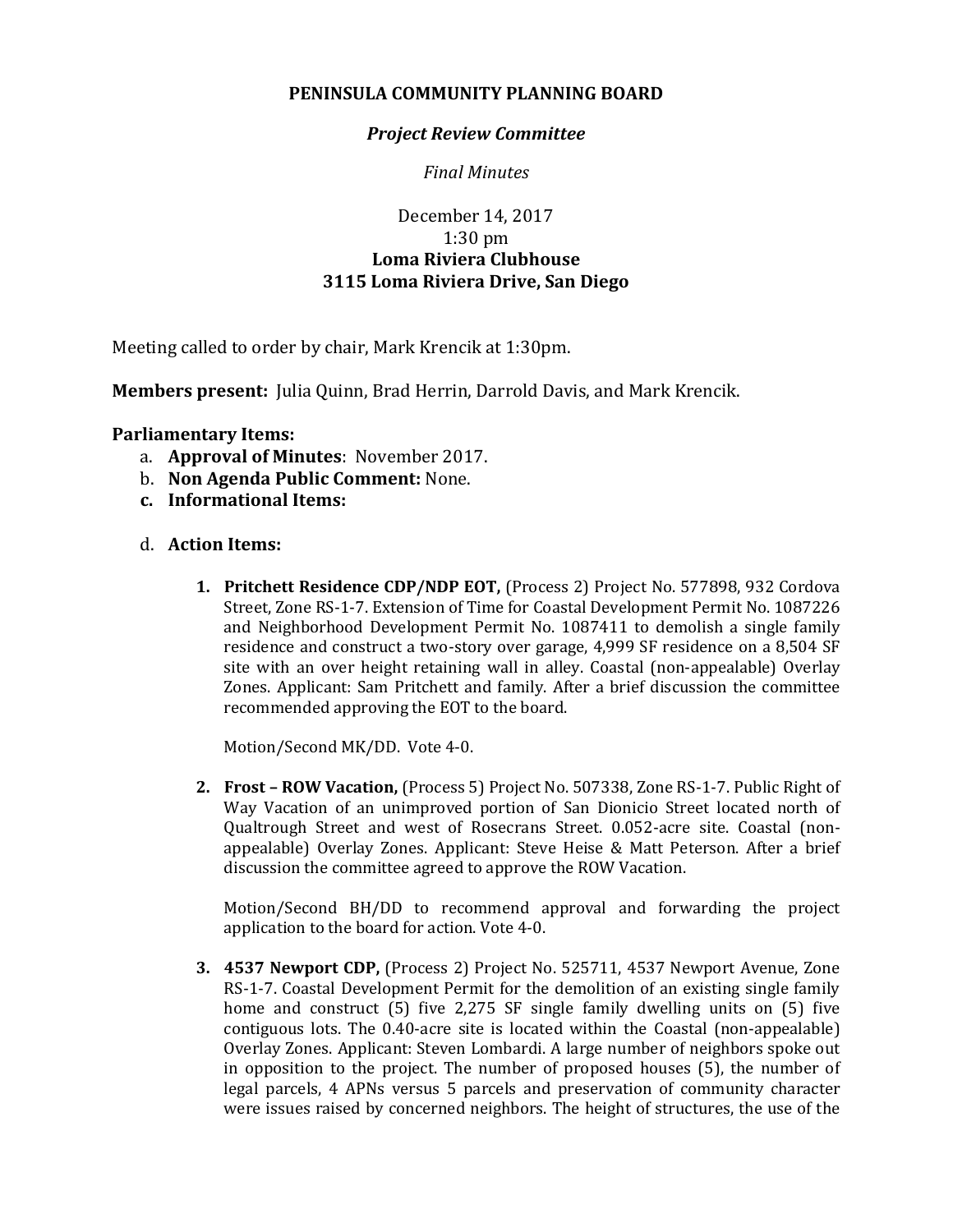# PENINSULA COMMUNITY PLANNING BOARD

## *Project Review Committee*

*Final Minutes*

December 14, 2017
1:30 pm
**Loma Riviera Clubhouse**
**3115 Loma Riviera Drive, San Diego**

Meeting called to order by chair, Mark Krencik at 1:30pm.

**Members present:** Julia Quinn, Brad Herrin, Darrold Davis, and Mark Krencik.

**Parliamentary Items:**

a. **Approval of Minutes**: November 2017.
b. **Non Agenda Public Comment:** None.
c. **Informational Items:**

d. **Action Items:**

1. **Pritchett Residence CDP/NDP EOT,** (Process 2) Project No. 577898, 932 Cordova Street, Zone RS-1-7. Extension of Time for Coastal Development Permit No. 1087226 and Neighborhood Development Permit No. 1087411 to demolish a single family residence and construct a two-story over garage, 4,999 SF residence on a 8,504 SF site with an over height retaining wall in alley. Coastal (non-appealable) Overlay Zones. Applicant: Sam Pritchett and family. After a brief discussion the committee recommended approving the EOT to the board.

   Motion/Second MK/DD. Vote 4-0.

2. **Frost – ROW Vacation,** (Process 5) Project No. 507338, Zone RS-1-7. Public Right of Way Vacation of an unimproved portion of San Dionicio Street located north of Qualtrough Street and west of Rosecrans Street. 0.052-acre site. Coastal (non-appealable) Overlay Zones. Applicant: Steve Heise & Matt Peterson. After a brief discussion the committee agreed to approve the ROW Vacation.

   Motion/Second BH/DD to recommend approval and forwarding the project application to the board for action. Vote 4-0.

3. **4537 Newport CDP,** (Process 2) Project No. 525711, 4537 Newport Avenue, Zone RS-1-7. Coastal Development Permit for the demolition of an existing single family home and construct (5) five 2,275 SF single family dwelling units on (5) five contiguous lots. The 0.40-acre site is located within the Coastal (non-appealable) Overlay Zones. Applicant: Steven Lombardi. A large number of neighbors spoke out in opposition to the project. The number of proposed houses (5), the number of legal parcels, 4 APNs versus 5 parcels and preservation of community character were issues raised by concerned neighbors. The height of structures, the use of the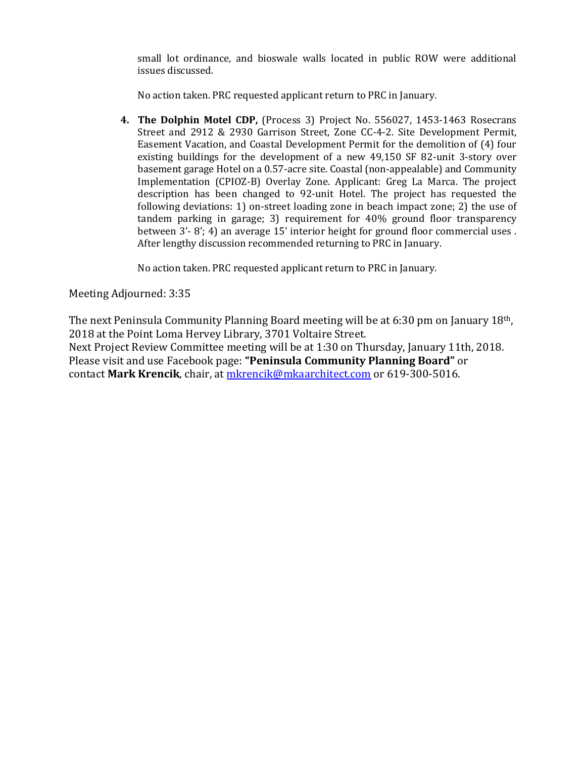small lot ordinance, and bioswale walls located in public ROW were additional issues discussed.

No action taken. PRC requested applicant return to PRC in January.

4. **The Dolphin Motel CDP,** (Process 3) Project No. 556027, 1453-1463 Rosecrans Street and 2912 & 2930 Garrison Street, Zone CC-4-2. Site Development Permit, Easement Vacation, and Coastal Development Permit for the demolition of (4) four existing buildings for the development of a new 49,150 SF 82-unit 3-story over basement garage Hotel on a 0.57-acre site. Coastal (non-appealable) and Community Implementation (CPIOZ-B) Overlay Zone. Applicant: Greg La Marca. The project description has been changed to 92-unit Hotel. The project has requested the following deviations: 1) on-street loading zone in beach impact zone; 2) the use of tandem parking in garage; 3) requirement for 40% ground floor transparency between 3'- 8'; 4) an average 15' interior height for ground floor commercial uses . After lengthy discussion recommended returning to PRC in January.

   No action taken. PRC requested applicant return to PRC in January.

Meeting Adjourned: 3:35

The next Peninsula Community Planning Board meeting will be at 6:30 pm on January 18th, 2018 at the Point Loma Hervey Library, 3701 Voltaire Street.
Next Project Review Committee meeting will be at 1:30 on Thursday, January 11th, 2018.
Please visit and use Facebook page: **"Peninsula Community Planning Board"** or contact **Mark Krencik**, chair, at mkrencik@mkaarchitect.com or 619-300-5016.